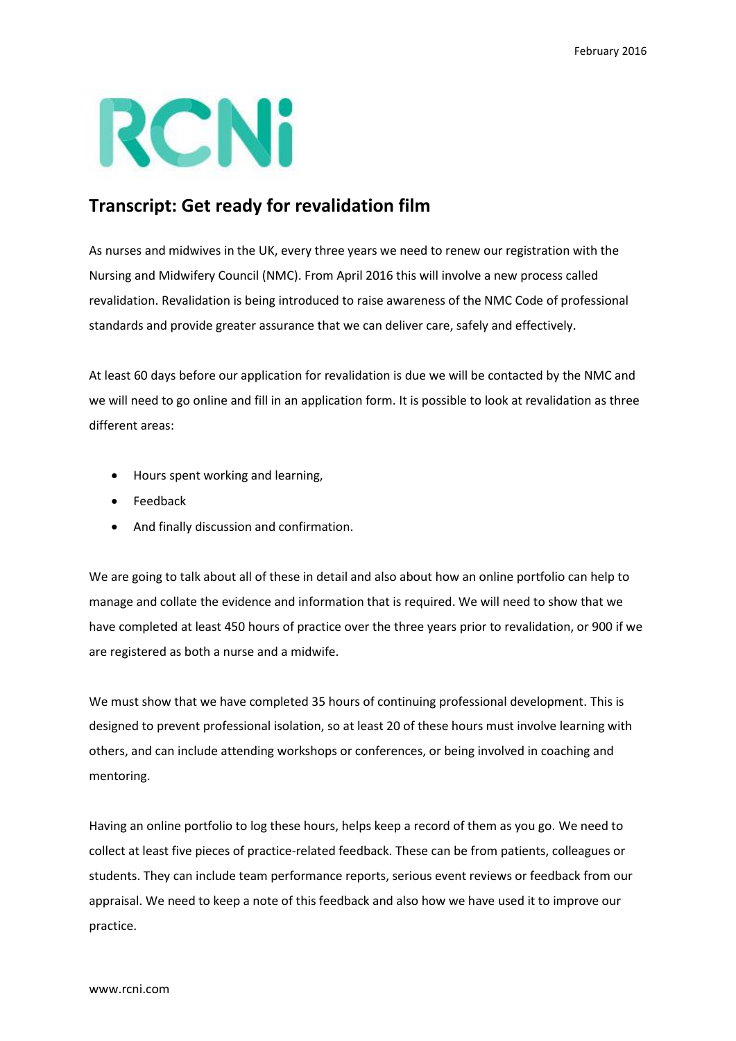# Transcript: Get ready for revalidation film

As nurses and midwives in the UK, every three years we need to renew our registration with the Nursing and Midwifery Council (NMC). From April 2016 this will involve a new process called revalidation. Revalidation is being introduced to raise awareness of the NMC Code of professional standards and provide greater assurance that we can deliver care, safely and effectively.

At least 60 days before our application for revalidation is due we will be contacted by the NMC and we will need to go online and fill in an application form. It is possible to look at revalidation as three different areas:

- Hours spent working and learning,
- Feedback
- And finally discussion and confirmation.

We are going to talk about all of these in detail and also about how an online portfolio can help to manage and collate the evidence and information that is required. We will need to show that we have completed at least 450 hours of practice over the three years prior to revalidation, or 900 if we are registered as both a nurse and a midwife.

We must show that we have completed 35 hours of continuing professional development. This is designed to prevent professional isolation, so at least 20 of these hours must involve learning with others, and can include attending workshops or conferences, or being involved in coaching and mentoring.

Having an online portfolio to log these hours, helps keep a record of them as you go. We need to collect at least five pieces of practice-related feedback. These can be from patients, colleagues or students. They can include team performance reports, serious event reviews or feedback from our appraisal. We need to keep a note of this feedback and also how we have used it to improve our practice.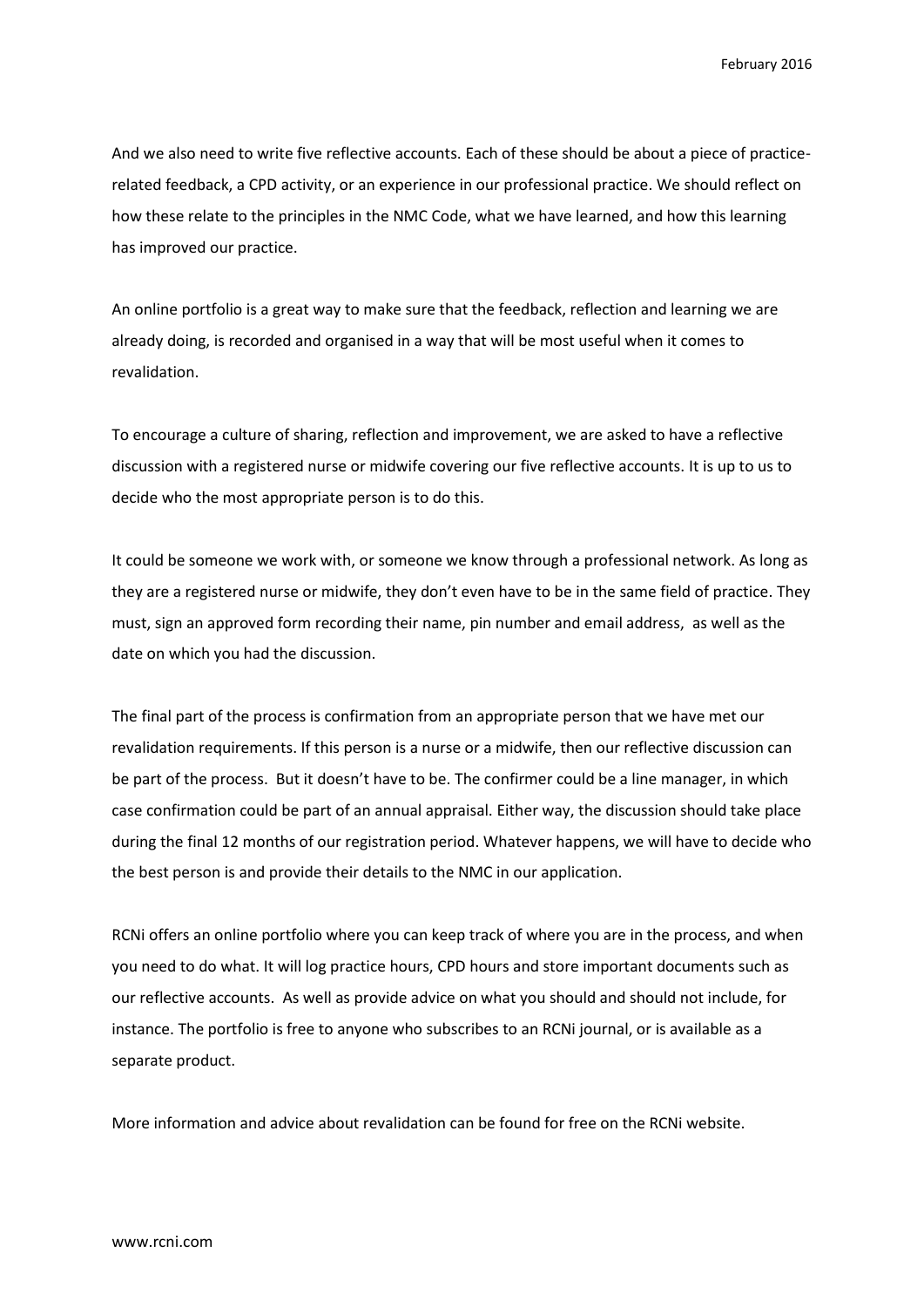And we also need to write five reflective accounts. Each of these should be about a piece of practice-related feedback, a CPD activity, or an experience in our professional practice. We should reflect on how these relate to the principles in the NMC Code, what we have learned, and how this learning has improved our practice.

An online portfolio is a great way to make sure that the feedback, reflection and learning we are already doing, is recorded and organised in a way that will be most useful when it comes to revalidation.

To encourage a culture of sharing, reflection and improvement, we are asked to have a reflective discussion with a registered nurse or midwife covering our five reflective accounts. It is up to us to decide who the most appropriate person is to do this.

It could be someone we work with, or someone we know through a professional network. As long as they are a registered nurse or midwife, they don't even have to be in the same field of practice. They must, sign an approved form recording their name, pin number and email address, as well as the date on which you had the discussion.

The final part of the process is confirmation from an appropriate person that we have met our revalidation requirements. If this person is a nurse or a midwife, then our reflective discussion can be part of the process. But it doesn't have to be. The confirmer could be a line manager, in which case confirmation could be part of an annual appraisal. Either way, the discussion should take place during the final 12 months of our registration period. Whatever happens, we will have to decide who the best person is and provide their details to the NMC in our application.

RCNi offers an online portfolio where you can keep track of where you are in the process, and when you need to do what. It will log practice hours, CPD hours and store important documents such as our reflective accounts. As well as provide advice on what you should and should not include, for instance. The portfolio is free to anyone who subscribes to an RCNi journal, or is available as a separate product.

More information and advice about revalidation can be found for free on the RCNi website.